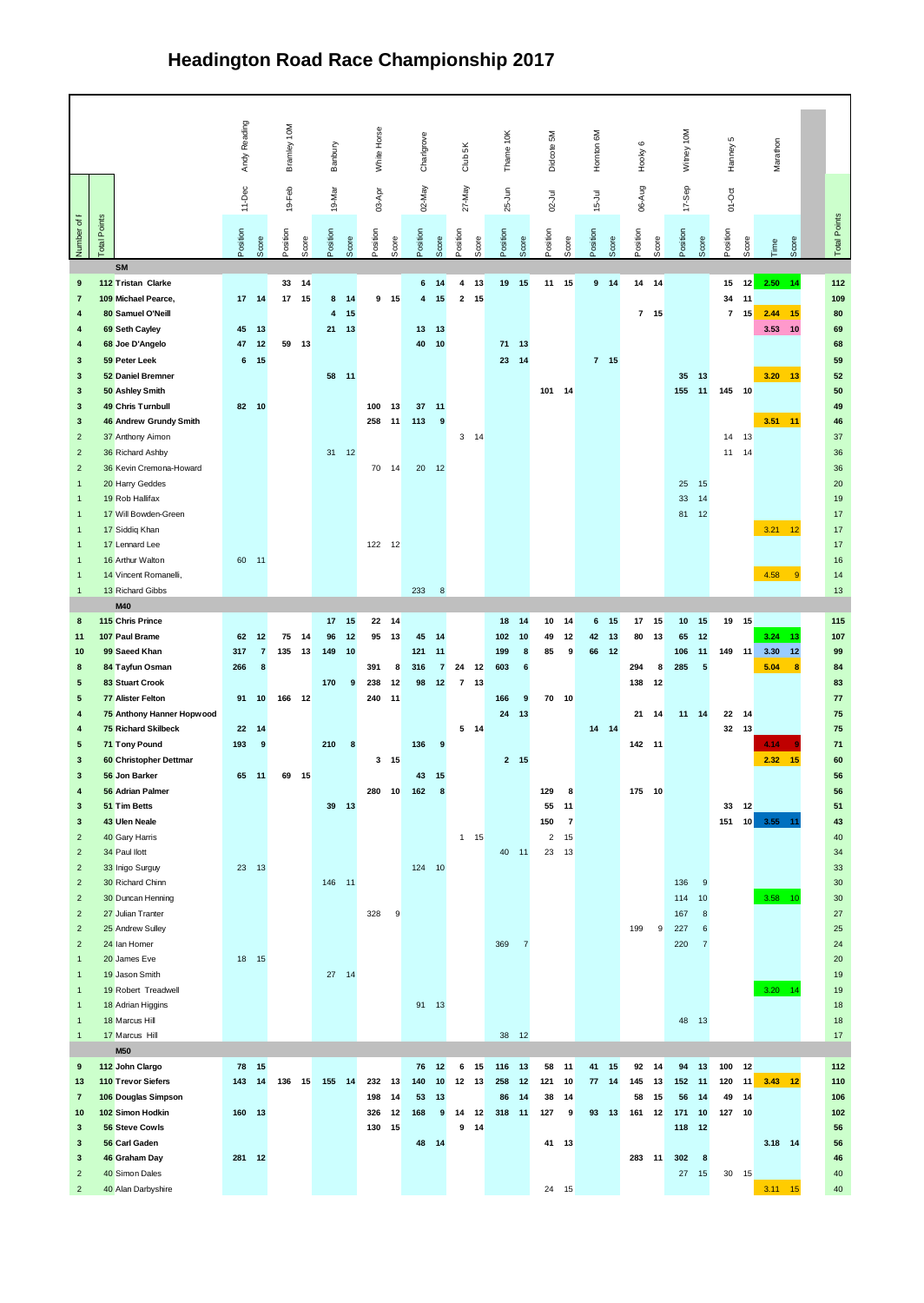# Headington Road Race Championship 2017

| Number of f | Total Points | | Andy Reading 11-Dec | | Bramley 10M 19-Feb | | Banbury 19-Mar | | White Horse 03-Apr | | Charlgrove 02-May | | Club 5K 27-May | | Thame 10K 25-Jun | | Didcote 5M 02-Jul | | Hornton 6M 15-Jul | | Hooky 6 06-Aug | | Witney 10M 17-Sep | | Hanney 5 01-Oct | | Marathon | | Total Points |
|---|---|---|---|---|---|---|---|---|---|---|---|---|---|---|---|---|---|---|---|---|---|---|---|---|---|---|---|---|---|
| | | | Position | Score | Position | Score | Position | Score | Position | Score | Position | Score | Position | Score | Position | Score | Position | Score | Position | Score | Position | Score | Position | Score | Position | Score | Time | Score | |
| | | **SM** | | | | | | | | | | | | | | | | | | | | | | | | | | | |
| 9 | 112 | **Tristan Clarke** | | | 33 | 14 | | | | | 6 | 14 | 4 | 13 | 19 | 15 | 11 | 15 | 9 | 14 | 14 | 14 | | | 15 | 12 | 2.50 | 14 | 112 |
| 7 | 109 | **Michael Pearce,** | 17 | 14 | 17 | 15 | 8 | 14 | 9 | 15 | 4 | 15 | 2 | 15 | | | | | | | | | | | 34 | 11 | | | 109 |
| 4 | 80 | **Samuel O'Neill** | | | | | 4 | 15 | | | | | | | | | | | | | 7 | 15 | | | 7 | 15 | 2.44 | 15 | 80 |
| 4 | 69 | **Seth Cayley** | 45 | 13 | | | 21 | 13 | | | 13 | 13 | | | | | | | | | | | | | | | 3.53 | 10 | 69 |
| 4 | 68 | **Joe D'Angelo** | 47 | 12 | 59 | 13 | | | | | 40 | 10 | | | 71 | 13 | | | | | | | | | | | | | 68 |
| 3 | 59 | **Peter Leek** | 6 | 15 | | | | | | | | | | | 23 | 14 | | | 7 | 15 | | | | | | | | | 59 |
| 3 | 52 | **Daniel Bremner** | | | | | 58 | 11 | | | | | | | | | | | | | | | 35 | 13 | | | 3.20 | 13 | 52 |
| 3 | 50 | **Ashley Smith** | | | | | | | | | | | | | | | 101 | 14 | | | | | 155 | 11 | 145 | 10 | | | 50 |
| 3 | 49 | **Chris Turnbull** | 82 | 10 | | | | | 100 | 13 | 37 | 11 | | | | | | | | | | | | | | | | | 49 |
| 3 | 46 | **Andrew Grundy Smith** | | | | | | | 258 | 11 | 113 | 9 | | | | | | | | | | | | | | | 3.51 | 11 | 46 |
| 2 | 37 | Anthony Aimon | | | | | | | | | | | 3 | 14 | | | | | | | | | | | 14 | 13 | | | 37 |
| 2 | 36 | Richard Ashby | | | | | 31 | 12 | | | | | | | | | | | | | | | | | 11 | 14 | | | 36 |
| 2 | 36 | Kevin Cremona-Howard | | | | | | | 70 | 14 | 20 | 12 | | | | | | | | | | | | | | | | | 36 |
| 1 | 20 | Harry Geddes | | | | | | | | | | | | | | | | | | | | | 25 | 15 | | | | | 20 |
| 1 | 19 | Rob Hallifax | | | | | | | | | | | | | | | | | | | | | 33 | 14 | | | | | 19 |
| 1 | 17 | Will Bowden-Green | | | | | | | | | | | | | | | | | | | | | 81 | 12 | | | | | 17 |
| 1 | 17 | Siddiq Khan | | | | | | | | | | | | | | | | | | | | | | | | | 3.21 | 12 | 17 |
| 1 | 17 | Lennard Lee | | | | | | | 122 | 12 | | | | | | | | | | | | | | | | | | | 17 |
| 1 | 16 | Arthur Walton | 60 | 11 | | | | | | | | | | | | | | | | | | | | | | | | | 16 |
| 1 | 14 | Vincent Romanelli, | | | | | | | | | | | | | | | | | | | | | | | | | 4.58 | 9 | 14 |
| 1 | 13 | Richard Gibbs | | | | | | | | | 233 | 8 | | | | | | | | | | | | | | | | | 13 |
| | | **M40** | | | | | | | | | | | | | | | | | | | | | | | | | | | |
| 8 | 115 | **Chris Prince** | | | | | 17 | 15 | 22 | 14 | | | | | 18 | 14 | 10 | 14 | 6 | 15 | 17 | 15 | 10 | 15 | 19 | 15 | | | 115 |
| 11 | 107 | **Paul Brame** | 62 | 12 | 75 | 14 | 96 | 12 | 95 | 13 | 45 | 14 | | | 102 | 10 | 49 | 12 | 42 | 13 | 80 | 13 | 65 | 12 | | | 3.24 | 13 | 107 |
| 10 | 99 | **Saeed Khan** | 317 | 7 | 135 | 13 | 149 | 10 | | | 121 | 11 | | | 199 | 8 | 85 | 9 | 66 | 12 | | | 106 | 11 | 149 | 11 | 3.30 | 12 | 99 |
| 8 | 84 | **Tayfun Osman** | 266 | 8 | | | | | 391 | 8 | 316 | 7 | 24 | 12 | 603 | 6 | | | | | 294 | 8 | 285 | 5 | | | 5.04 | 8 | 84 |
| 5 | 83 | **Stuart Crook** | | | | | 170 | 9 | 238 | 12 | 98 | 12 | 7 | 13 | | | | | | | 138 | 12 | | | | | | | 83 |
| 5 | 77 | **Alister Felton** | 91 | 10 | 166 | 12 | | | 240 | 11 | | | | | 166 | 9 | 70 | 10 | | | | | | | | | | | 77 |
| 4 | 75 | **Anthony Hanner Hopwood** | | | | | | | | | | | | | 24 | 13 | | | | | 21 | 14 | 11 | 14 | 22 | 14 | | | 75 |
| 4 | 75 | **Richard Skilbeck** | 22 | 14 | | | | | | | | | 5 | 14 | | | | | 14 | 14 | | | | | 32 | 13 | | | 75 |
| 5 | 71 | **Tony Pound** | 193 | 9 | | | 210 | 8 | | | 136 | 9 | | | | | | | | | 142 | 11 | | | | | 4.14 | 9 | 71 |
| 3 | 60 | **Christopher Dettmar** | | | | | | | 3 | 15 | | | | | 2 | 15 | | | | | | | | | | | 2.32 | 15 | 60 |
| 3 | 56 | **Jon Barker** | 65 | 11 | 69 | 15 | | | | | 43 | 15 | | | | | | | | | | | | | | | | | 56 |
| 4 | 56 | **Adrian Palmer** | | | | | | | 280 | 10 | 162 | 8 | | | | | 129 | 8 | | | 175 | 10 | | | | | | | 56 |
| 3 | 51 | **Tim Betts** | | | | | 39 | 13 | | | | | | | | | 55 | 11 | | | | | | | 33 | 12 | | | 51 |
| 3 | 43 | **Ulen Neale** | | | | | | | | | | | | | | | 150 | 7 | | | | | | | 151 | 10 | 3.55 | 11 | 43 |
| 2 | 40 | Gary Harris | | | | | | | | | | | 1 | 15 | | | 2 | 15 | | | | | | | | | | | 40 |
| 2 | 34 | Paul Ilott | | | | | | | | | | | | | 40 | 11 | 23 | 13 | | | | | | | | | | | 34 |
| 2 | 33 | Inigo Surguy | 23 | 13 | | | | | | | 124 | 10 | | | | | | | | | | | | | | | | | 33 |
| 2 | 30 | Richard Chinn | | | | | 146 | 11 | | | | | | | | | | | | | | | 136 | 9 | | | | | 30 |
| 2 | 30 | Duncan Henning | | | | | | | | | | | | | | | | | | | | | 114 | 10 | | | 3.58 | 10 | 30 |
| 2 | 27 | Julian Tranter | | | | | | | 328 | 9 | | | | | | | | | | | | | 167 | 8 | | | | | 27 |
| 2 | 25 | Andrew Sulley | | | | | | | | | | | | | | | | | | | 199 | 9 | 227 | 6 | | | | | 25 |
| 2 | 24 | Ian Homer | | | | | | | | | | | | | 369 | 7 | | | | | | | 220 | 7 | | | | | 24 |
| 1 | 20 | James Eve | 18 | 15 | | | | | | | | | | | | | | | | | | | | | | | | | 20 |
| 1 | 19 | Jason Smith | | | | | 27 | 14 | | | | | | | | | | | | | | | | | | | | | 19 |
| 1 | 19 | Robert Treadwell | | | | | | | | | | | | | | | | | | | | | | | | | 3.20 | 14 | 19 |
| 1 | 18 | Adrian Higgins | | | | | | | | | 91 | 13 | | | | | | | | | | | | | | | | | 18 |
| 1 | 18 | Marcus Hill | | | | | | | | | | | | | | | | | | | | | 48 | 13 | | | | | 18 |
| 1 | 17 | Marcus Hill | | | | | | | | | | | | | 38 | 12 | | | | | | | | | | | | | 17 |
| | | **M50** | | | | | | | | | | | | | | | | | | | | | | | | | | | |
| 9 | 112 | **John Clargo** | 78 | 15 | | | | | | | 76 | 12 | 6 | 15 | 116 | 13 | 58 | 11 | 41 | 15 | 92 | 14 | 94 | 13 | 100 | 12 | | | 112 |
| 13 | 110 | **Trevor Siefers** | 143 | 14 | 136 | 15 | 155 | 14 | 232 | 13 | 140 | 10 | 12 | 13 | 258 | 12 | 121 | 10 | 77 | 14 | 145 | 13 | 152 | 11 | 120 | 11 | 3.43 | 12 | 110 |
| 7 | 106 | **Douglas Simpson** | | | | | | | 198 | 14 | 53 | 13 | | | 86 | 14 | 38 | 14 | | | 58 | 15 | 56 | 14 | 49 | 14 | | | 106 |
| 10 | 102 | **Simon Hodkin** | 160 | 13 | | | | | 326 | 12 | 168 | 9 | 14 | 12 | 318 | 11 | 127 | 9 | 93 | 13 | 161 | 12 | 171 | 10 | 127 | 10 | | | 102 |
| 3 | 56 | **Steve Cowls** | | | | | | | 130 | 15 | | | 9 | 14 | | | | | | | | | 118 | 12 | | | | | 56 |
| 3 | 56 | **Carl Gaden** | | | | | | | | | 48 | 14 | | | | | 41 | 13 | | | | | | | | | 3.18 | 14 | 56 |
| 3 | 46 | **Graham Day** | 281 | 12 | | | | | | | | | | | | | | | | | 283 | 11 | 302 | 8 | | | | | 46 |
| 2 | 40 | Simon Dales | | | | | | | | | | | | | | | | | | | | | 27 | 15 | 30 | 15 | | | 40 |
| 2 | 40 | Alan Darbyshire | | | | | | | | | | | | | | | 24 | 15 | | | | | | | | | 3.11 | 15 | 40 |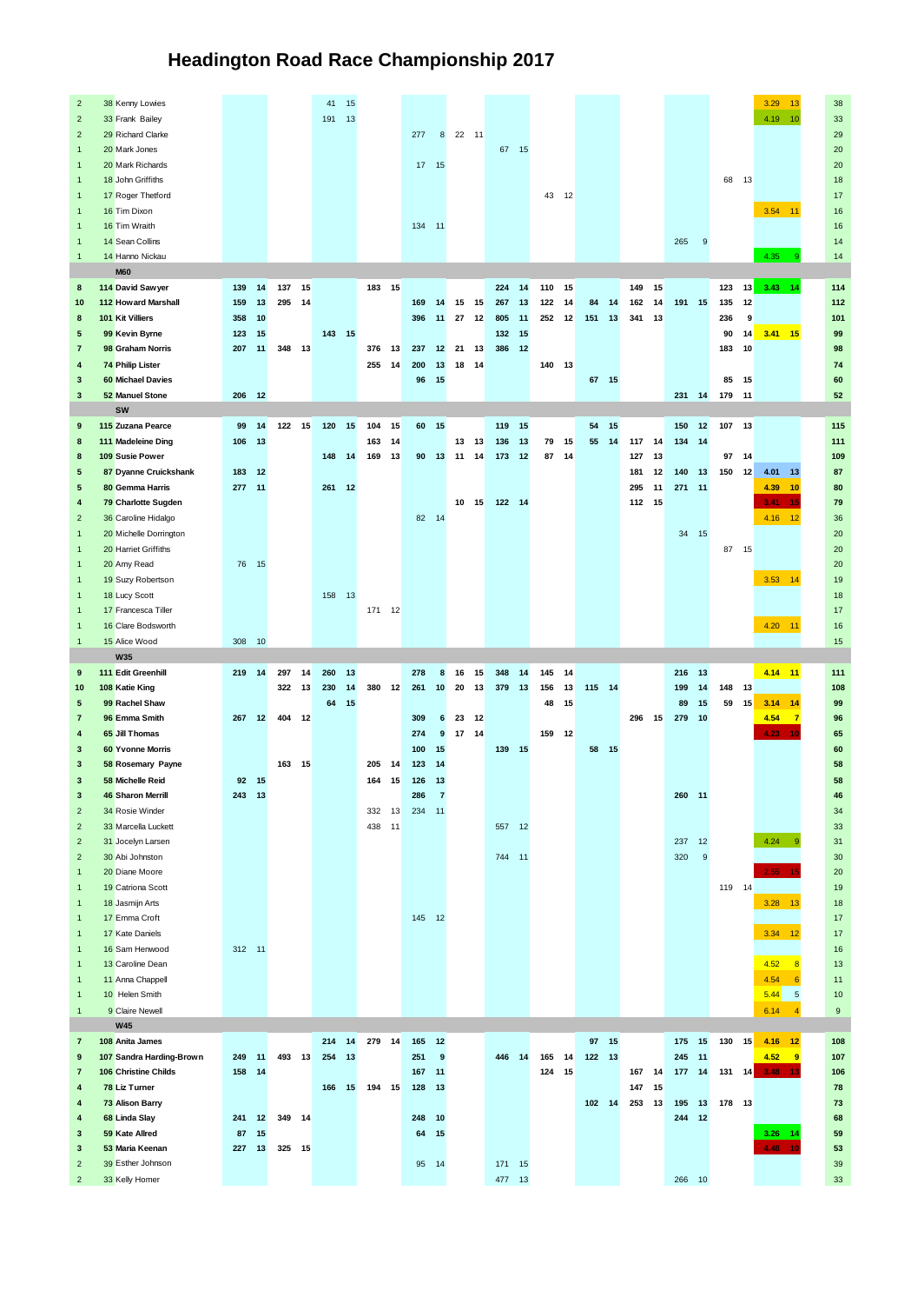# Headington Road Race Championship 2017

| | | | | | | | | | | | | | | | | | | | | | | | | | | | | | |
|---|---|---|---|---|---|---|---|---|---|---|---|---|---|---|---|---|---|---|---|---|---|---|---|---|---|---|---|---|---|
| 2 | 38 | Kenny Lowies | | | | | 41 | 15 | | | | | | | | | | | | | | | | | | | 3.29 | 13 | 38 |
| 2 | 33 | Frank Bailey | | | | | 191 | 13 | | | | | | | | | | | | | | | | | | | 4.19 | 10 | 33 |
| 2 | 29 | Richard Clarke | | | | | | | | | 277 | 8 | 22 | 11 | | | | | | | | | | | | | | | 29 |
| 1 | 20 | Mark Jones | | | | | | | | | | | | | 67 | 15 | | | | | | | | | | | | | 20 |
| 1 | 20 | Mark Richards | | | | | | | | | 17 | 15 | | | | | | | | | | | | | | | | | 20 |
| 1 | 18 | John Griffiths | | | | | | | | | | | | | | | | | | | | | | | 68 | 13 | | | 18 |
| 1 | 17 | Roger Thetford | | | | | | | | | | | | | | | 43 | 12 | | | | | | | | | | | 17 |
| 1 | 16 | Tim Dixon | | | | | | | | | | | | | | | | | | | | | | | | | 3.54 | 11 | 16 |
| 1 | 16 | Tim Wraith | | | | | | | | | 134 | 11 | | | | | | | | | | | | | | | | | 16 |
| 1 | 14 | Sean Collins | | | | | | | | | | | | | | | | | | | | | 265 | 9 | | | | | 14 |
| 1 | 14 | Hanno Nickau | | | | | | | | | | | | | | | | | | | | | | | | | 4.35 | 9 | 14 |
| | | **M60** | | | | | | | | | | | | | | | | | | | | | | | | | | | |
| **8** | **114** | **David Sawyer** | **139** | **14** | **137** | **15** | | | **183** | **15** | | | | | **224** | **14** | **110** | **15** | | | **149** | **15** | | | **123** | **13** | **3.43** | **14** | **114** |
| **10** | **112** | **Howard Marshall** | **159** | **13** | **295** | **14** | | | | | **169** | **14** | **15** | **15** | **267** | **13** | **122** | **14** | **84** | **14** | **162** | **14** | **191** | **15** | **135** | **12** | | | **112** |
| **8** | **101** | **Kit Villiers** | **358** | **10** | | | | | | | **396** | **11** | **27** | **12** | **805** | **11** | **252** | **12** | **151** | **13** | **341** | **13** | | | **236** | **9** | | | **101** |
| **5** | **99** | **Kevin Byrne** | **123** | **15** | | | **143** | **15** | | | | | | | **132** | **15** | | | | | | | | | **90** | **14** | **3.41** | **15** | **99** |
| **7** | **98** | **Graham Norris** | **207** | **11** | **348** | **13** | | | **376** | **13** | **237** | **12** | **21** | **13** | **386** | **12** | | | | | | | | | **183** | **10** | | | **98** |
| **4** | **74** | **Philip Lister** | | | | | | | **255** | **14** | **200** | **13** | **18** | **14** | | | **140** | **13** | | | | | | | | | | | **74** |
| **3** | **60** | **Michael Davies** | | | | | | | | | **96** | **15** | | | | | | | **67** | **15** | | | | | **85** | **15** | | | **60** |
| **3** | **52** | **Manuel Stone** | **206** | **12** | | | | | | | | | | | | | | | | | | | **231** | **14** | **179** | **11** | | | **52** |
| | | **SW** | | | | | | | | | | | | | | | | | | | | | | | | | | | |
| **9** | **115** | **Zuzana Pearce** | **99** | **14** | **122** | **15** | **120** | **15** | **104** | **15** | **60** | **15** | | | **119** | **15** | | | **54** | **15** | | | **150** | **12** | **107** | **13** | | | **115** |
| **8** | **111** | **Madeleine Ding** | **106** | **13** | | | | | **163** | **14** | | | **13** | **13** | **136** | **13** | **79** | **15** | **55** | **14** | **117** | **14** | **134** | **14** | | | | | **111** |
| **8** | **109** | **Susie Power** | | | | | **148** | **14** | **169** | **13** | **90** | **13** | **11** | **14** | **173** | **12** | **87** | **14** | | | **127** | **13** | | | **97** | **14** | | | **109** |
| **5** | **87** | **Dyanne Cruickshank** | **183** | **12** | | | | | | | | | | | | | | | | | **181** | **12** | **140** | **13** | **150** | **12** | **4.01** | **13** | **87** |
| **5** | **80** | **Gemma Harris** | **277** | **11** | | | **261** | **12** | | | | | | | | | | | | | **295** | **11** | **271** | **11** | | | **4.39** | **10** | **80** |
| **4** | **79** | **Charlotte Sugden** | | | | | | | | | | | **10** | **15** | **122** | **14** | | | | | **112** | **15** | | | | | **3.41** | **15** | **79** |
| 2 | 36 | Caroline Hidalgo | | | | | | | | | 82 | 14 | | | | | | | | | | | | | | | 4.16 | 12 | 36 |
| 1 | 20 | Michelle Dorrington | | | | | | | | | | | | | | | | | | | | | 34 | 15 | | | | | 20 |
| 1 | 20 | Harriet Griffiths | | | | | | | | | | | | | | | | | | | | | | | 87 | 15 | | | 20 |
| 1 | 20 | Amy Read | 76 | 15 | | | | | | | | | | | | | | | | | | | | | | | | | 20 |
| 1 | 19 | Suzy Robertson | | | | | | | | | | | | | | | | | | | | | | | | | 3.53 | 14 | 19 |
| 1 | 18 | Lucy Scott | | | | | 158 | 13 | | | | | | | | | | | | | | | | | | | | | 18 |
| 1 | 17 | Francesca Tiller | | | | | | | 171 | 12 | | | | | | | | | | | | | | | | | | | 17 |
| 1 | 16 | Clare Bodsworth | | | | | | | | | | | | | | | | | | | | | | | | | 4.20 | 11 | 16 |
| 1 | 15 | Alice Wood | 308 | 10 | | | | | | | | | | | | | | | | | | | | | | | | | 15 |
| | | **W35** | | | | | | | | | | | | | | | | | | | | | | | | | | | |
| **9** | **111** | **Edit Greenhill** | **219** | **14** | **297** | **14** | **260** | **13** | | | **278** | **8** | **16** | **15** | **348** | **14** | **145** | **14** | | | | | **216** | **13** | | | **4.14** | **11** | **111** |
| **10** | **108** | **Katie King** | | | **322** | **13** | **230** | **14** | **380** | **12** | **261** | **10** | **20** | **13** | **379** | **13** | **156** | **13** | **115** | **14** | | | **199** | **14** | **148** | **13** | | | **108** |
| **5** | **99** | **Rachel Shaw** | | | | | **64** | **15** | | | | | | | | | **48** | **15** | | | | | **89** | **15** | **59** | **15** | **3.14** | **14** | **99** |
| **7** | **96** | **Emma Smith** | **267** | **12** | **404** | **12** | | | | | **309** | **6** | **23** | **12** | | | | | | | **296** | **15** | **279** | **10** | | | **4.54** | **7** | **96** |
| **4** | **65** | **Jill Thomas** | | | | | | | | | **274** | **9** | **17** | **14** | | | **159** | **12** | | | | | | | | | **4.23** | **10** | **65** |
| **3** | **60** | **Yvonne Morris** | | | | | | | | | **100** | **15** | | | **139** | **15** | | | **58** | **15** | | | | | | | | | **60** |
| **3** | **58** | **Rosemary Payne** | | | **163** | **15** | | | **205** | **14** | **123** | **14** | | | | | | | | | | | | | | | | | **58** |
| **3** | **58** | **Michelle Reid** | **92** | **15** | | | | | **164** | **15** | **126** | **13** | | | | | | | | | | | | | | | | | **58** |
| **3** | **46** | **Sharon Merrill** | **243** | **13** | | | | | | | **286** | **7** | | | | | | | | | | | **260** | **11** | | | | | **46** |
| 2 | 34 | Rosie Winder | | | | | | | 332 | 13 | 234 | 11 | | | | | | | | | | | | | | | | | 34 |
| 2 | 33 | Marcella Luckett | | | | | | | 438 | 11 | | | | | 557 | 12 | | | | | | | | | | | | | 33 |
| 2 | 31 | Jocelyn Larsen | | | | | | | | | | | | | | | | | | | | | 237 | 12 | | | 4.24 | 9 | 31 |
| 2 | 30 | Abi Johnston | | | | | | | | | | | | | 744 | 11 | | | | | | | 320 | 9 | | | | | 30 |
| 1 | 20 | Diane Moore | | | | | | | | | | | | | | | | | | | | | | | | | 2.55 | 15 | 20 |
| 1 | 19 | Catriona Scott | | | | | | | | | | | | | | | | | | | | | | | 119 | 14 | | | 19 |
| 1 | 18 | Jasmijn Arts | | | | | | | | | | | | | | | | | | | | | | | | | 3.28 | 13 | 18 |
| 1 | 17 | Emma Croft | | | | | | | | | 145 | 12 | | | | | | | | | | | | | | | | | 17 |
| 1 | 17 | Kate Daniels | | | | | | | | | | | | | | | | | | | | | | | | | 3.34 | 12 | 17 |
| 1 | 16 | Sam Henwood | 312 | 11 | | | | | | | | | | | | | | | | | | | | | | | | | 16 |
| 1 | 13 | Caroline Dean | | | | | | | | | | | | | | | | | | | | | | | | | 4.52 | 8 | 13 |
| 1 | 11 | Anna Chappell | | | | | | | | | | | | | | | | | | | | | | | | | 4.54 | 6 | 11 |
| 1 | 10 | Helen Smith | | | | | | | | | | | | | | | | | | | | | | | | | 5.44 | 5 | 10 |
| 1 | 9 | Claire Newell | | | | | | | | | | | | | | | | | | | | | | | | | 6.14 | 4 | 9 |
| | | **W45** | | | | | | | | | | | | | | | | | | | | | | | | | | | |
| **7** | **108** | **Anita James** | | | | | **214** | **14** | **279** | **14** | **165** | **12** | | | | | | | **97** | **15** | | | **175** | **15** | **130** | **15** | **4.16** | **12** | **108** |
| **9** | **107** | **Sandra Harding-Brown** | **249** | **11** | **493** | **13** | **254** | **13** | | | **251** | **9** | | | **446** | **14** | **165** | **14** | **122** | **13** | | | **245** | **11** | | | **4.52** | **9** | **107** |
| **7** | **106** | **Christine Childs** | **158** | **14** | | | | | | | **167** | **11** | | | | | **124** | **15** | | | **167** | **14** | **177** | **14** | **131** | **14** | **3.48** | **13** | **106** |
| **4** | **78** | **Liz Turner** | | | | | **166** | **15** | **194** | **15** | **128** | **13** | | | | | | | | | **147** | **15** | | | | | | | **78** |
| **4** | **73** | **Alison Barry** | | | | | | | | | | | | | | | | | **102** | **14** | **253** | **13** | **195** | **13** | **178** | **13** | | | **73** |
| **4** | **68** | **Linda Slay** | **241** | **12** | **349** | **14** | | | | | **248** | **10** | | | | | | | | | | | **244** | **12** | | | | | **68** |
| **3** | **59** | **Kate Allred** | **87** | **15** | | | | | | | **64** | **15** | | | | | | | | | | | | | | | **3.26** | **14** | **59** |
| **3** | **53** | **Maria Keenan** | **227** | **13** | **325** | **15** | | | | | | | | | | | | | | | | | | | | | **4.48** | **10** | **53** |
| 2 | 39 | Esther Johnson | | | | | | | | | 95 | 14 | | | 171 | 15 | | | | | | | | | | | | | 39 |
| 2 | 33 | Kelly Homer | | | | | | | | | | | | | 477 | 13 | | | | | | | 266 | 10 | | | | | 33 |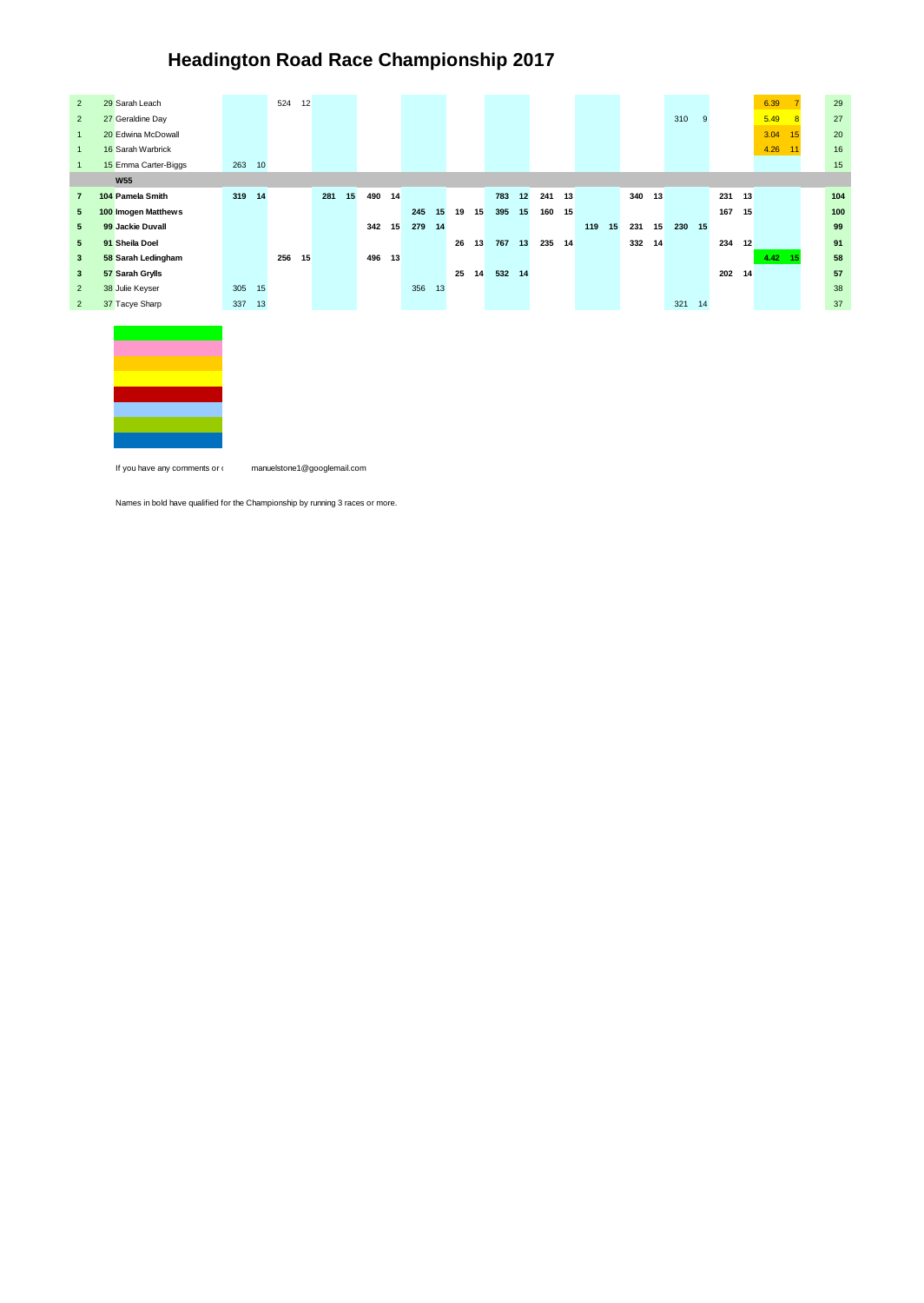# Headington Road Race Championship 2017

| | | | | | | | | | | | | | | | | | | | | | | | | | | | | | |
|---|---|---|---|---|---|---|---|---|---|---|---|---|---|---|---|---|---|---|---|---|---|---|---|---|---|---|---|---|---|
| 2 | 29 | Sarah Leach | | | 524 | 12 | | | | | | | | | | | | | | | | | | | | | 6.39 | 7 | 29 |
| 2 | 27 | Geraldine Day | | | | | | | | | | | | | | | | | | | | | 310 | 9 | | | 5.49 | 8 | 27 |
| 1 | 20 | Edwina McDowall | | | | | | | | | | | | | | | | | | | | | | | | | 3.04 | 15 | 20 |
| 1 | 16 | Sarah Warbrick | | | | | | | | | | | | | | | | | | | | | | | | | 4.26 | 11 | 16 |
| 1 | 15 | Emma Carter-Biggs | 263 | 10 | | | | | | | | | | | | | | | | | | | | | | | | | 15 |
| | | **W55** | | | | | | | | | | | | | | | | | | | | | | | | | | | |
| **7** | **104** | **Pamela Smith** | **319** | **14** | | | **281** | **15** | **490** | **14** | | | | | **783** | **12** | **241** | **13** | | | **340** | **13** | | | **231** | **13** | | | **104** |
| **5** | **100** | **Imogen Matthews** | | | | | | | | | **245** | **15** | **19** | **15** | **395** | **15** | **160** | **15** | | | | | | | **167** | **15** | | | **100** |
| **5** | **99** | **Jackie Duvall** | | | | | | | **342** | **15** | **279** | **14** | | | | | | | **119** | **15** | **231** | **15** | **230** | **15** | | | | | **99** |
| **5** | **91** | **Sheila Doel** | | | | | | | | | | | **26** | **13** | **767** | **13** | **235** | **14** | | | **332** | **14** | | | **234** | **12** | | | **91** |
| **3** | **58** | **Sarah Ledingham** | | | **256** | **15** | | | **496** | **13** | | | | | | | | | | | | | | | | | **4.42** | **15** | **58** |
| **3** | **57** | **Sarah Grylls** | | | | | | | | | | | **25** | **14** | **532** | **14** | | | | | | | | | **202** | **14** | | | **57** |
| 2 | 38 | Julie Keyser | 305 | 15 | | | | | | | 356 | 13 | | | | | | | | | | | | | | | | | 38 |
| 2 | 37 | Tacye Sharp | 337 | 13 | | | | | | | | | | | | | | | | | | | 321 | 14 | | | | | 37 |

If you have any comments or c manuelstone1@googlemail.com

Names in bold have qualified for the Championship by running 3 races or more.